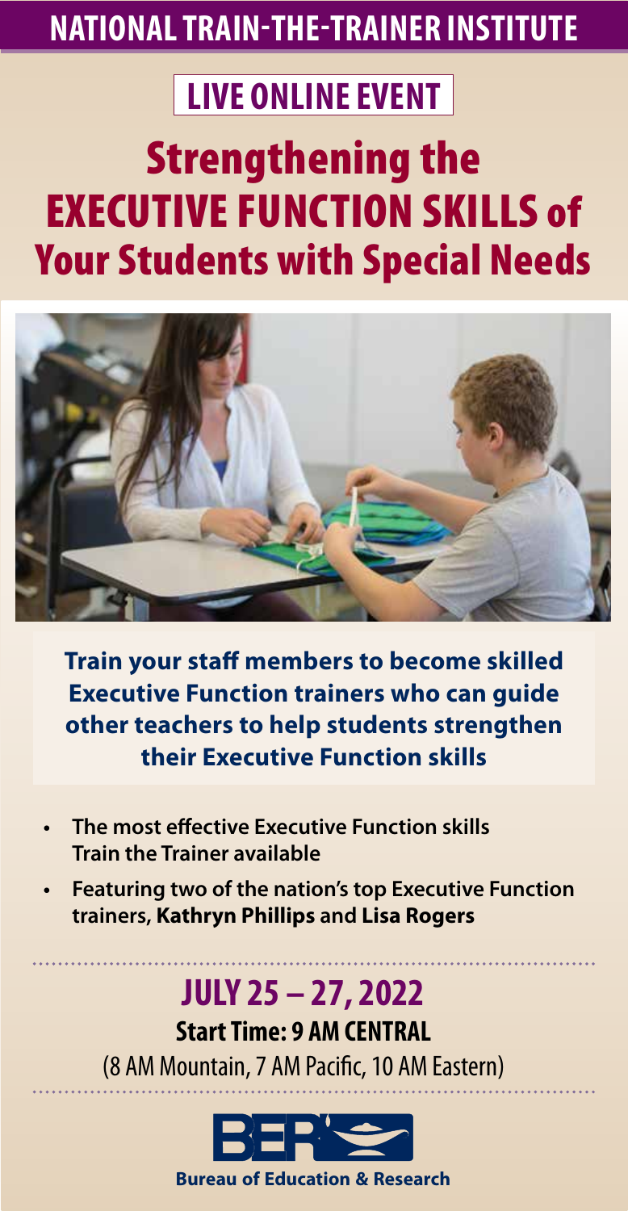# NATIONAL TRAIN-THE-TRAINER INSTITUTE

## LIVE ONLINE EVENT

# Strengthening the EXECUTIVE FUNCTION SKILLS of Your Students with Special Needs

**Train your staff members to become skilled Executive Function trainers who can guide other teachers to help students strengthen their Executive Function skills**

- **The most effective Executive Function skills Train the Trainer available**
- **Featuring two of the nation's top Executive Function trainers, Kathryn Phillips and Lisa Rogers**

## JULY 25 – 27, 2022

**Start Time: 9 AM CENTRAL**

(8 AM Mountain, 7 AM Pacific, 10 AM Eastern)

BER

**Bureau of Education & Research**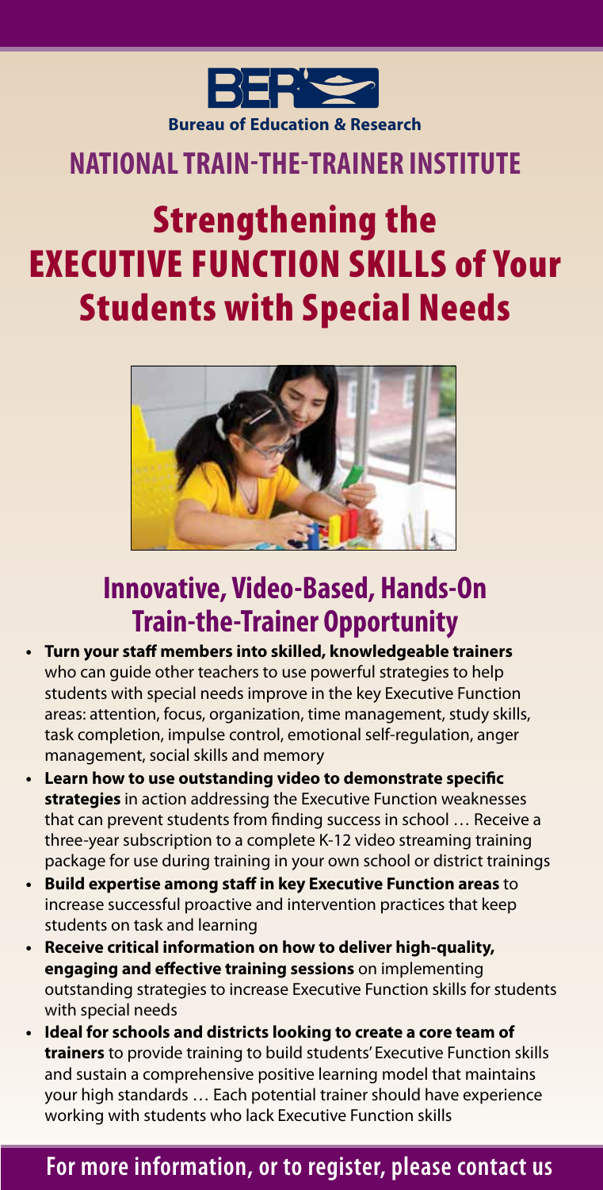BER

Bureau of Education & Research

## NATIONAL TRAIN-THE-TRAINER INSTITUTE

# Strengthening the EXECUTIVE FUNCTION SKILLS of Your Students with Special Needs

## Innovative, Video-Based, Hands-On Train-the-Trainer Opportunity

- **Turn your staff members into skilled, knowledgeable trainers** who can guide other teachers to use powerful strategies to help students with special needs improve in the key Executive Function areas: attention, focus, organization, time management, study skills, task completion, impulse control, emotional self-regulation, anger management, social skills and memory
- **Learn how to use outstanding video to demonstrate specific strategies** in action addressing the Executive Function weaknesses that can prevent students from finding success in school … Receive a three-year subscription to a complete K-12 video streaming training package for use during training in your own school or district trainings
- **Build expertise among staff in key Executive Function areas** to increase successful proactive and intervention practices that keep students on task and learning
- **Receive critical information on how to deliver high-quality, engaging and effective training sessions** on implementing outstanding strategies to increase Executive Function skills for students with special needs
- **Ideal for schools and districts looking to create a core team of trainers** to provide training to build students' Executive Function skills and sustain a comprehensive positive learning model that maintains your high standards … Each potential trainer should have experience working with students who lack Executive Function skills

## For more information, or to register, please contact us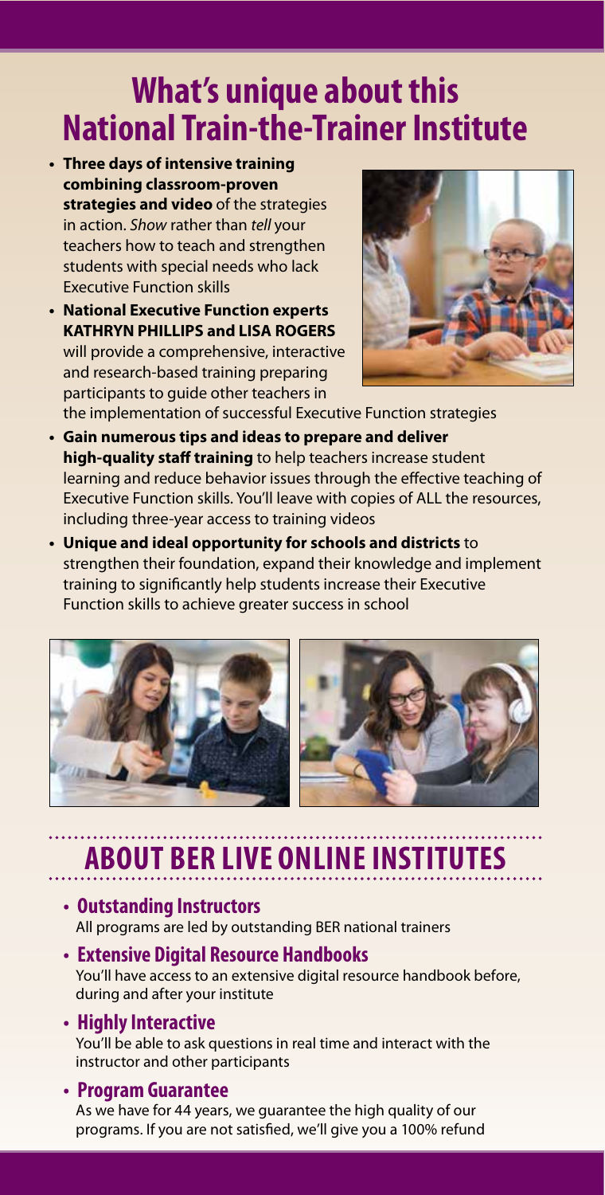# What's unique about this National Train-the-Trainer Institute

- **Three days of intensive training combining classroom-proven strategies and video** of the strategies in action. *Show* rather than *tell* your teachers how to teach and strengthen students with special needs who lack Executive Function skills
- **National Executive Function experts KATHRYN PHILLIPS and LISA ROGERS** will provide a comprehensive, interactive and research-based training preparing participants to guide other teachers in the implementation of successful Executive Function strategies
- **Gain numerous tips and ideas to prepare and deliver high-quality staff training** to help teachers increase student learning and reduce behavior issues through the effective teaching of Executive Function skills. You'll leave with copies of ALL the resources, including three-year access to training videos
- **Unique and ideal opportunity for schools and districts** to strengthen their foundation, expand their knowledge and implement training to significantly help students increase their Executive Function skills to achieve greater success in school

## ABOUT BER LIVE ONLINE INSTITUTES

- **Outstanding Instructors**
  All programs are led by outstanding BER national trainers
- **Extensive Digital Resource Handbooks**
  You'll have access to an extensive digital resource handbook before, during and after your institute
- **Highly Interactive**
  You'll be able to ask questions in real time and interact with the instructor and other participants
- **Program Guarantee**
  As we have for 44 years, we guarantee the high quality of our programs. If you are not satisfied, we'll give you a 100% refund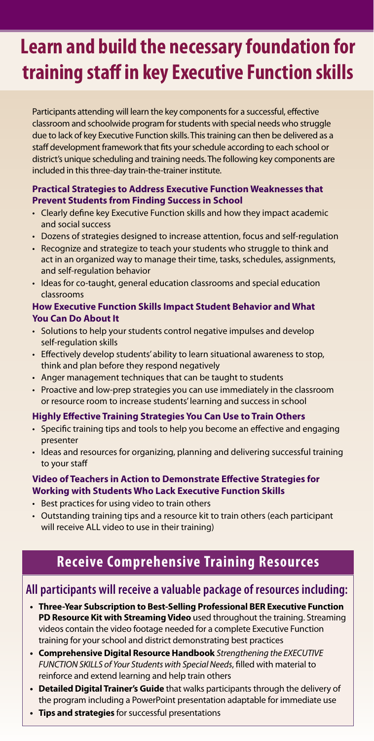# Learn and build the necessary foundation for training staff in key Executive Function skills

Participants attending will learn the key components for a successful, effective classroom and schoolwide program for students with special needs who struggle due to lack of key Executive Function skills. This training can then be delivered as a staff development framework that fits your schedule according to each school or district's unique scheduling and training needs. The following key components are included in this three-day train-the-trainer institute.

### Practical Strategies to Address Executive Function Weaknesses that Prevent Students from Finding Success in School

- Clearly define key Executive Function skills and how they impact academic and social success
- Dozens of strategies designed to increase attention, focus and self-regulation
- Recognize and strategize to teach your students who struggle to think and act in an organized way to manage their time, tasks, schedules, assignments, and self-regulation behavior
- Ideas for co-taught, general education classrooms and special education classrooms

### How Executive Function Skills Impact Student Behavior and What You Can Do About It

- Solutions to help your students control negative impulses and develop self-regulation skills
- Effectively develop students' ability to learn situational awareness to stop, think and plan before they respond negatively
- Anger management techniques that can be taught to students
- Proactive and low-prep strategies you can use immediately in the classroom or resource room to increase students' learning and success in school

### Highly Effective Training Strategies You Can Use to Train Others

- Specific training tips and tools to help you become an effective and engaging presenter
- Ideas and resources for organizing, planning and delivering successful training to your staff

### Video of Teachers in Action to Demonstrate Effective Strategies for Working with Students Who Lack Executive Function Skills

- Best practices for using video to train others
- Outstanding training tips and a resource kit to train others (each participant will receive ALL video to use in their training)

## Receive Comprehensive Training Resources

### All participants will receive a valuable package of resources including:

- **Three-Year Subscription to Best-Selling Professional BER Executive Function PD Resource Kit with Streaming Video** used throughout the training. Streaming videos contain the video footage needed for a complete Executive Function training for your school and district demonstrating best practices
- **Comprehensive Digital Resource Handbook** *Strengthening the EXECUTIVE FUNCTION SKILLS of Your Students with Special Needs*, filled with material to reinforce and extend learning and help train others
- **Detailed Digital Trainer's Guide** that walks participants through the delivery of the program including a PowerPoint presentation adaptable for immediate use
- **Tips and strategies** for successful presentations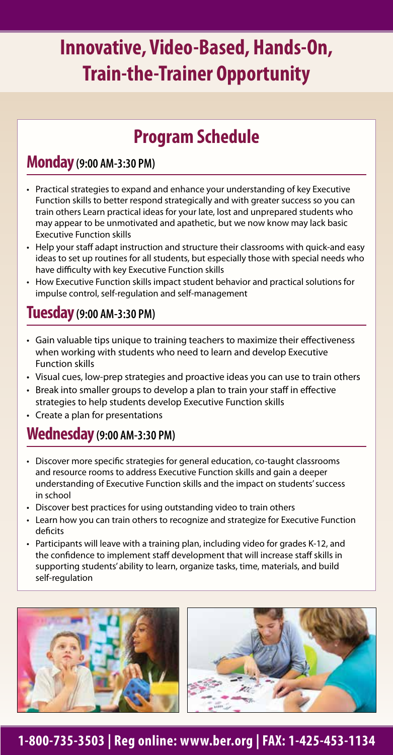# Innovative, Video-Based, Hands-On, Train-the-Trainer Opportunity

## Program Schedule

### Monday (9:00 AM-3:30 PM)

- Practical strategies to expand and enhance your understanding of key Executive Function skills to better respond strategically and with greater success so you can train others Learn practical ideas for your late, lost and unprepared students who may appear to be unmotivated and apathetic, but we now know may lack basic Executive Function skills
- Help your staff adapt instruction and structure their classrooms with quick-and easy ideas to set up routines for all students, but especially those with special needs who have difficulty with key Executive Function skills
- How Executive Function skills impact student behavior and practical solutions for impulse control, self-regulation and self-management

### Tuesday (9:00 AM-3:30 PM)

- Gain valuable tips unique to training teachers to maximize their effectiveness when working with students who need to learn and develop Executive Function skills
- Visual cues, low-prep strategies and proactive ideas you can use to train others
- Break into smaller groups to develop a plan to train your staff in effective strategies to help students develop Executive Function skills
- Create a plan for presentations

### Wednesday (9:00 AM-3:30 PM)

- Discover more specific strategies for general education, co-taught classrooms and resource rooms to address Executive Function skills and gain a deeper understanding of Executive Function skills and the impact on students' success in school
- Discover best practices for using outstanding video to train others
- Learn how you can train others to recognize and strategize for Executive Function deficits
- Participants will leave with a training plan, including video for grades K-12, and the confidence to implement staff development that will increase staff skills in supporting students' ability to learn, organize tasks, time, materials, and build self-regulation

**1-800-735-3503 | Reg online: www.ber.org | FAX: 1-425-453-1134**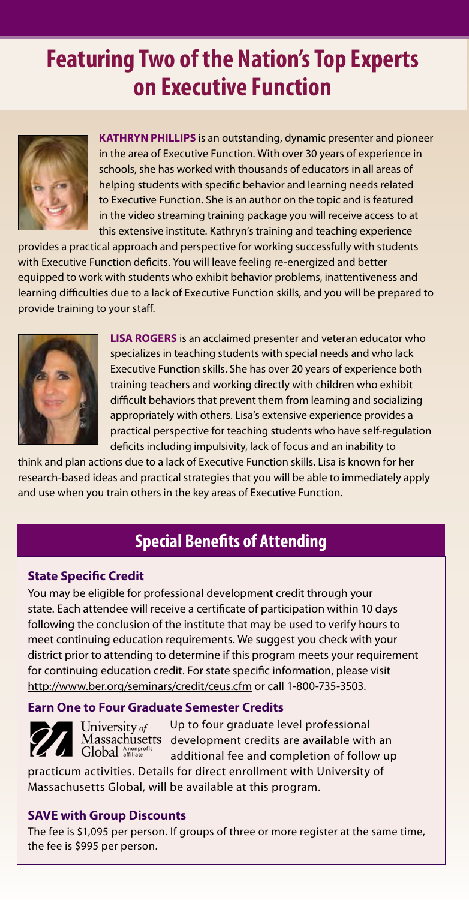# Featuring Two of the Nation's Top Experts on Executive Function

**KATHRYN PHILLIPS** is an outstanding, dynamic presenter and pioneer in the area of Executive Function. With over 30 years of experience in schools, she has worked with thousands of educators in all areas of helping students with specific behavior and learning needs related to Executive Function. She is an author on the topic and is featured in the video streaming training package you will receive access to at this extensive institute. Kathryn's training and teaching experience provides a practical approach and perspective for working successfully with students with Executive Function deficits. You will leave feeling re-energized and better equipped to work with students who exhibit behavior problems, inattentiveness and learning difficulties due to a lack of Executive Function skills, and you will be prepared to provide training to your staff.

**LISA ROGERS** is an acclaimed presenter and veteran educator who specializes in teaching students with special needs and who lack Executive Function skills. She has over 20 years of experience both training teachers and working directly with children who exhibit difficult behaviors that prevent them from learning and socializing appropriately with others. Lisa's extensive experience provides a practical perspective for teaching students who have self-regulation deficits including impulsivity, lack of focus and an inability to think and plan actions due to a lack of Executive Function skills. Lisa is known for her research-based ideas and practical strategies that you will be able to immediately apply and use when you train others in the key areas of Executive Function.

## Special Benefits of Attending

### State Specific Credit

You may be eligible for professional development credit through your state. Each attendee will receive a certificate of participation within 10 days following the conclusion of the institute that may be used to verify hours to meet continuing education requirements. We suggest you check with your district prior to attending to determine if this program meets your requirement for continuing education credit. For state specific information, please visit http://www.ber.org/seminars/credit/ceus.cfm or call 1-800-735-3503.

### Earn One to Four Graduate Semester Credits

University of Massachusetts Global A nonprofit affiliate

Up to four graduate level professional development credits are available with an additional fee and completion of follow up practicum activities. Details for direct enrollment with University of Massachusetts Global, will be available at this program.

### SAVE with Group Discounts

The fee is $1,095 per person. If groups of three or more register at the same time, the fee is $995 per person.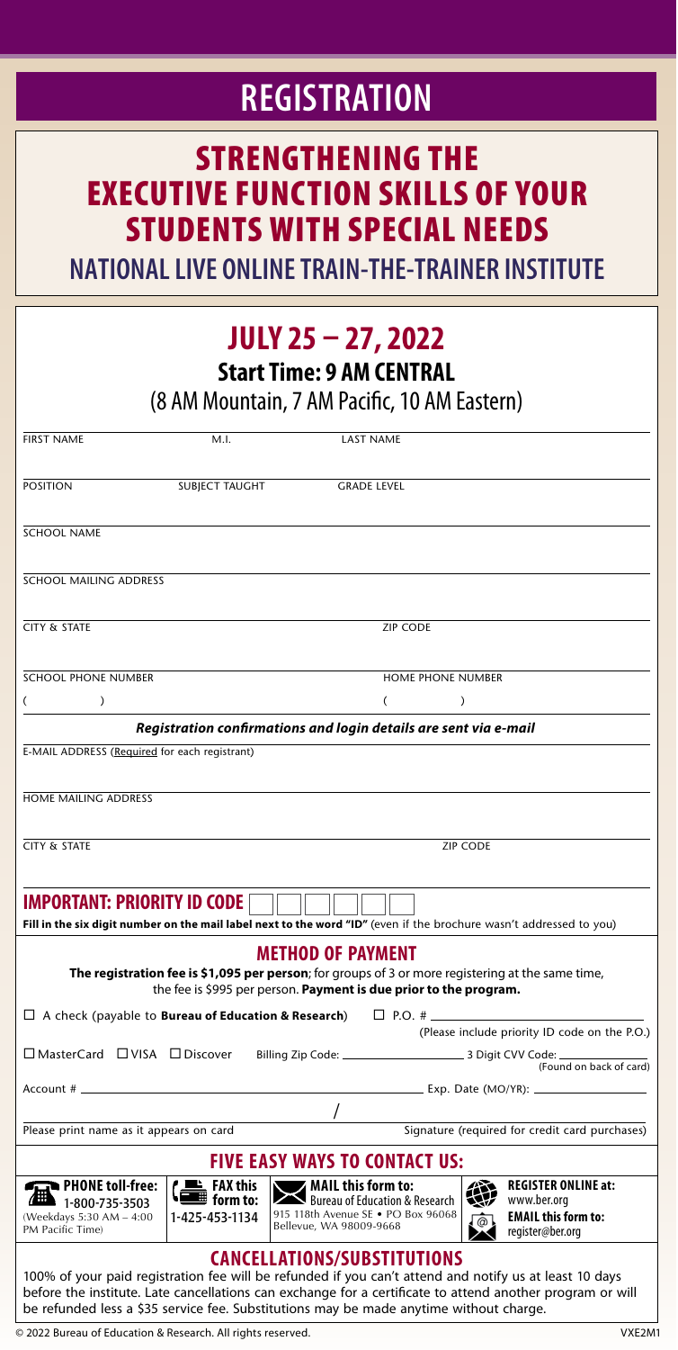# REGISTRATION

## STRENGTHENING THE EXECUTIVE FUNCTION SKILLS OF YOUR STUDENTS WITH SPECIAL NEEDS

### NATIONAL LIVE ONLINE TRAIN-THE-TRAINER INSTITUTE

## JULY 25 – 27, 2022

**Start Time: 9 AM CENTRAL**

(8 AM Mountain, 7 AM Pacific, 10 AM Eastern)

FIRST NAME ______ M.I. ______ LAST NAME ______

POSITION ______ SUBJECT TAUGHT ______ GRADE LEVEL ______

SCHOOL NAME ______

SCHOOL MAILING ADDRESS ______

CITY & STATE ______ ZIP CODE ______

SCHOOL PHONE NUMBER ( ) ______ HOME PHONE NUMBER ( ) ______

***Registration confirmations and login details are sent via e-mail***

E-MAIL ADDRESS (Required for each registrant) ______

HOME MAILING ADDRESS ______

CITY & STATE ______ ZIP CODE ______

**IMPORTANT: PRIORITY ID CODE** ☐☐☐☐☐☐

**Fill in the six digit number on the mail label next to the word "ID"** (even if the brochure wasn't addressed to you)

### METHOD OF PAYMENT

**The registration fee is $1,095 per person**; for groups of 3 or more registering at the same time, the fee is $995 per person. **Payment is due prior to the program.**

☐ A check (payable to **Bureau of Education & Research**) ☐ P.O. # ______ (Please include priority ID code on the P.O.)

☐ MasterCard ☐ VISA ☐ Discover Billing Zip Code: ______ 3 Digit CVV Code: ______ (Found on back of card)

Account # ______ Exp. Date (MO/YR): ______

Please print name as it appears on card ______ / Signature (required for credit card purchases) ______

### FIVE EASY WAYS TO CONTACT US:

- **PHONE toll-free:** 1-800-735-3503 (Weekdays 5:30 AM – 4:00 PM Pacific Time)
- **FAX this form to:** 1-425-453-1134
- **MAIL this form to:** Bureau of Education & Research, 915 118th Avenue SE • PO Box 96068, Bellevue, WA 98009-9668
- **REGISTER ONLINE at:** www.ber.org
- **EMAIL this form to:** register@ber.org

### CANCELLATIONS/SUBSTITUTIONS

100% of your paid registration fee will be refunded if you can't attend and notify us at least 10 days before the institute. Late cancellations can exchange for a certificate to attend another program or will be refunded less a $35 service fee. Substitutions may be made anytime without charge.

© 2022 Bureau of Education & Research. All rights reserved. VXE2M1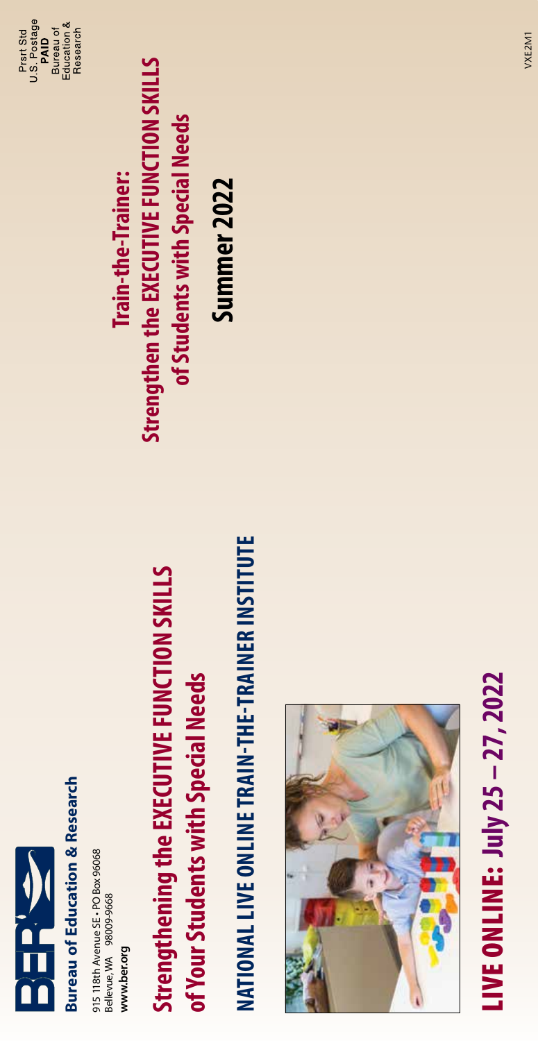**Bureau of Education & Research**

915 118th Avenue SE • PO Box 96068
Bellevue, WA 98009-9668
**www.ber.org**

Prsrt Std
U.S. Postage
**PAID**
Bureau of
Education &
Research

# Strengthening the EXECUTIVE FUNCTION SKILLS of Your Students with Special Needs

## NATIONAL LIVE ONLINE TRAIN-THE-TRAINER INSTITUTE

## LIVE ONLINE: July 25 – 27, 2022

## Train-the-Trainer: Strengthen the EXECUTIVE FUNCTION SKILLS of Students with Special Needs

## Summer 2022

VXE2M1